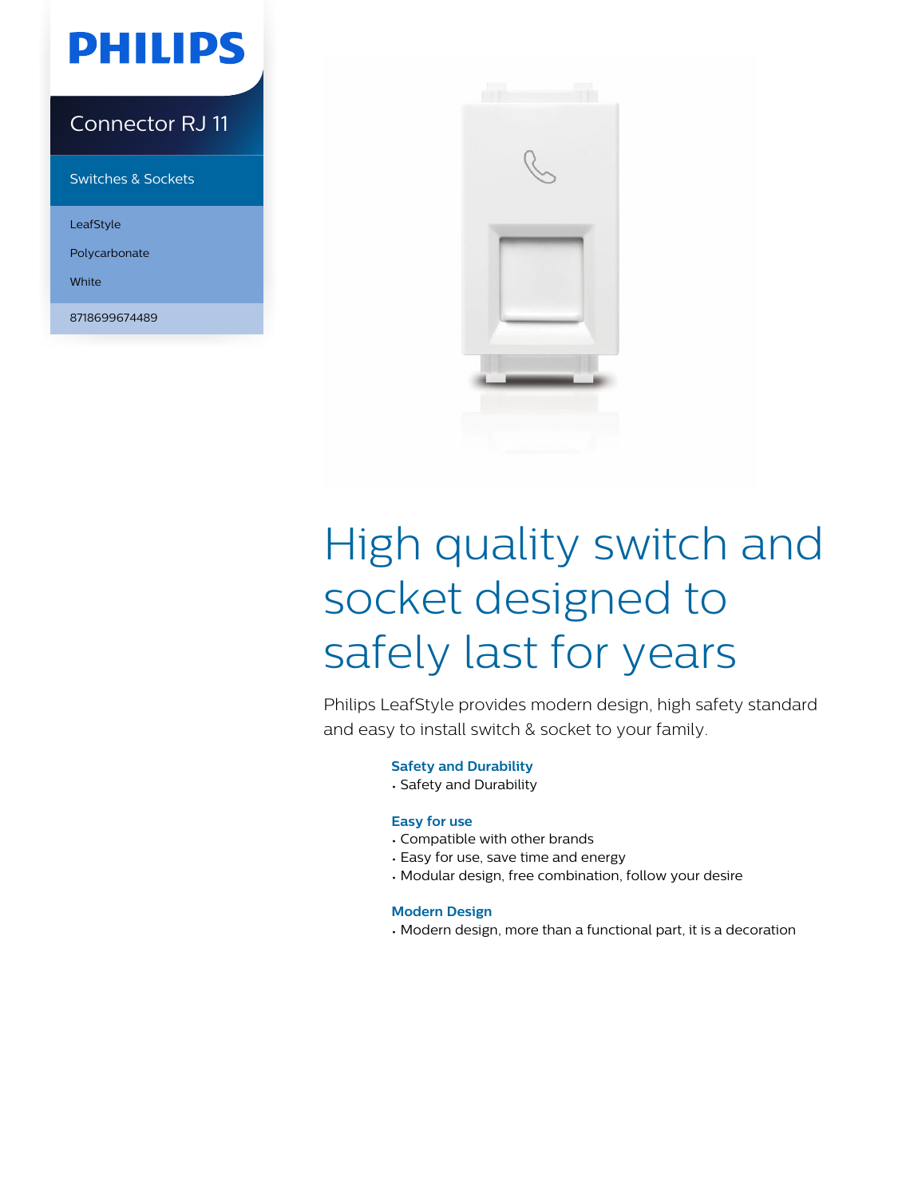PHILIPS

# Connector RJ 11

Switches & Sockets

LeafStyle

Polycarbonate

White

8718699674489

# High quality switch and socket designed to safely last for years

Philips LeafStyle provides modern design, high safety standard and easy to install switch & socket to your family.

### Safety and Durability

- Safety and Durability

### Easy for use

- Compatible with other brands
- Easy for use, save time and energy
- Modular design, free combination, follow your desire

### Modern Design

- Modern design, more than a functional part, it is a decoration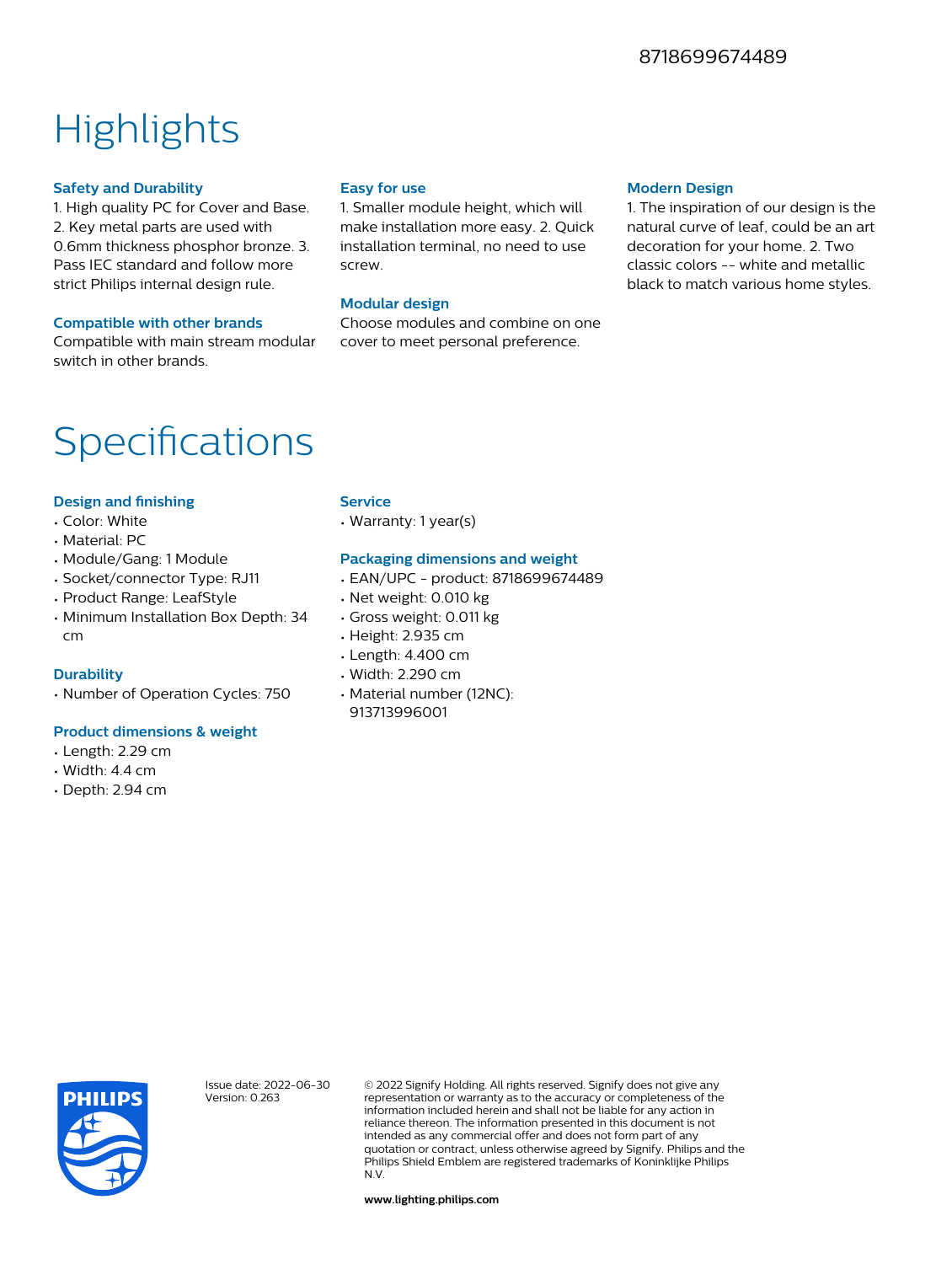8718699674489

# Highlights

### Safety and Durability

1. High quality PC for Cover and Base. 2. Key metal parts are used with 0.6mm thickness phosphor bronze. 3. Pass IEC standard and follow more strict Philips internal design rule.

### Compatible with other brands

Compatible with main stream modular switch in other brands.

### Easy for use

1. Smaller module height, which will make installation more easy. 2. Quick installation terminal, no need to use screw.

### Modular design

Choose modules and combine on one cover to meet personal preference.

### Modern Design

1. The inspiration of our design is the natural curve of leaf, could be an art decoration for your home. 2. Two classic colors -- white and metallic black to match various home styles.

# Specifications

### Design and finishing

- Color: White
- Material: PC
- Module/Gang: 1 Module
- Socket/connector Type: RJ11
- Product Range: LeafStyle
- Minimum Installation Box Depth: 34 cm

### Durability

- Number of Operation Cycles: 750

### Product dimensions & weight

- Length: 2.29 cm
- Width: 4.4 cm
- Depth: 2.94 cm

### Service

- Warranty: 1 year(s)

### Packaging dimensions and weight

- EAN/UPC - product: 8718699674489
- Net weight: 0.010 kg
- Gross weight: 0.011 kg
- Height: 2.935 cm
- Length: 4.400 cm
- Width: 2.290 cm
- Material number (12NC): 913713996001

Issue date: 2022-06-30
Version: 0.263

© 2022 Signify Holding. All rights reserved. Signify does not give any representation or warranty as to the accuracy or completeness of the information included herein and shall not be liable for any action in reliance thereon. The information presented in this document is not intended as any commercial offer and does not form part of any quotation or contract, unless otherwise agreed by Signify. Philips and the Philips Shield Emblem are registered trademarks of Koninklijke Philips N.V.

**www.lighting.philips.com**